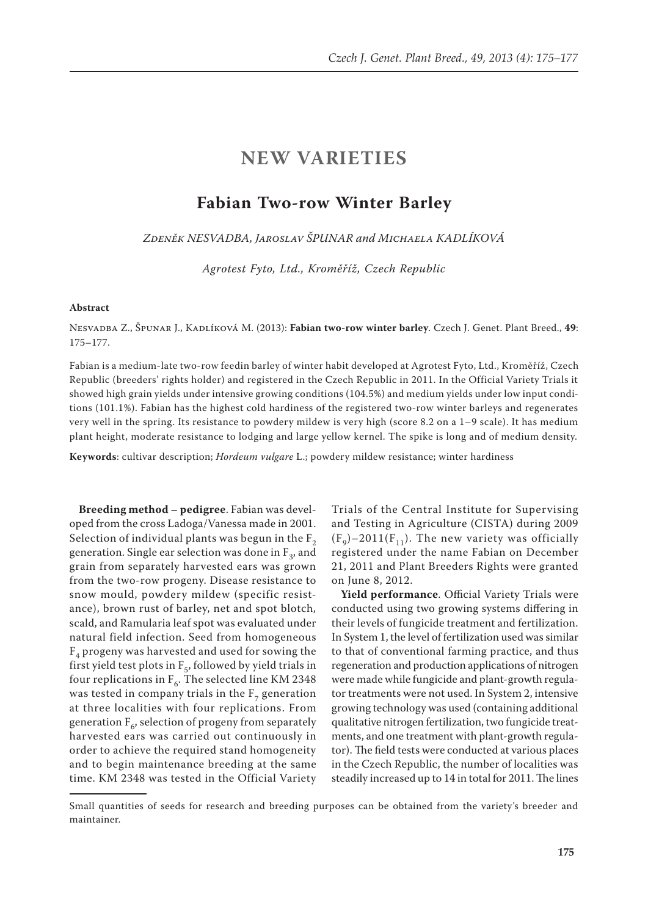# NEW VARIETIES

## Fabian Two-row Winter Barley

*Zdeněk NESVADBA, Jaroslav ŠPUNAR and Michaela KADLÍKOVÁ*

*Agrotest Fyto, Ltd., Kroměříž, Czech Republic*

**Abstract**

Nesvadba Z., Špunar J., Kadlíková M. (2013): **Fabian two-row winter barley**. Czech J. Genet. Plant Breed., **49**: 175–177.

Fabian is a medium-late two-row feedin barley of winter habit developed at Agrotest Fyto, Ltd., Kroměříž, Czech Republic (breeders' rights holder) and registered in the Czech Republic in 2011. In the Official Variety Trials it showed high grain yields under intensive growing conditions (104.5%) and medium yields under low input conditions (101.1%). Fabian has the highest cold hardiness of the registered two-row winter barleys and regenerates very well in the spring. Its resistance to powdery mildew is very high (score 8.2 on a 1–9 scale). It has medium plant height, moderate resistance to lodging and large yellow kernel. The spike is long and of medium density.

**Keywords**: cultivar description; *Hordeum vulgare* L.; powdery mildew resistance; winter hardiness

**Breeding method – pedigree**. Fabian was developed from the cross Ladoga/Vanessa made in 2001. Selection of individual plants was begun in the $F_2$ generation. Single ear selection was done in $F_3$, and grain from separately harvested ears was grown from the two-row progeny. Disease resistance to snow mould, powdery mildew (specific resistance), brown rust of barley, net and spot blotch, scald, and Ramularia leaf spot was evaluated under natural field infection. Seed from homogeneous $F_4$ progeny was harvested and used for sowing the first yield test plots in $F_5$, followed by yield trials in four replications in $F_6$. The selected line KM 2348 was tested in company trials in the $F_7$ generation at three localities with four replications. From generation $F_6$, selection of progeny from separately harvested ears was carried out continuously in order to achieve the required stand homogeneity and to begin maintenance breeding at the same time. KM 2348 was tested in the Official Variety Trials of the Central Institute for Supervising and Testing in Agriculture (CISTA) during 2009 ($F_9$)–2011($F_{11}$). The new variety was officially registered under the name Fabian on December 21, 2011 and Plant Breeders Rights were granted on June 8, 2012.

**Yield performance**. Official Variety Trials were conducted using two growing systems differing in their levels of fungicide treatment and fertilization. In System 1, the level of fertilization used was similar to that of conventional farming practice, and thus regeneration and production applications of nitrogen were made while fungicide and plant-growth regulator treatments were not used. In System 2, intensive growing technology was used (containing additional qualitative nitrogen fertilization, two fungicide treatments, and one treatment with plant-growth regulator). The field tests were conducted at various places in the Czech Republic, the number of localities was steadily increased up to 14 in total for 2011. The lines

Small quantities of seeds for research and breeding purposes can be obtained from the variety's breeder and maintainer.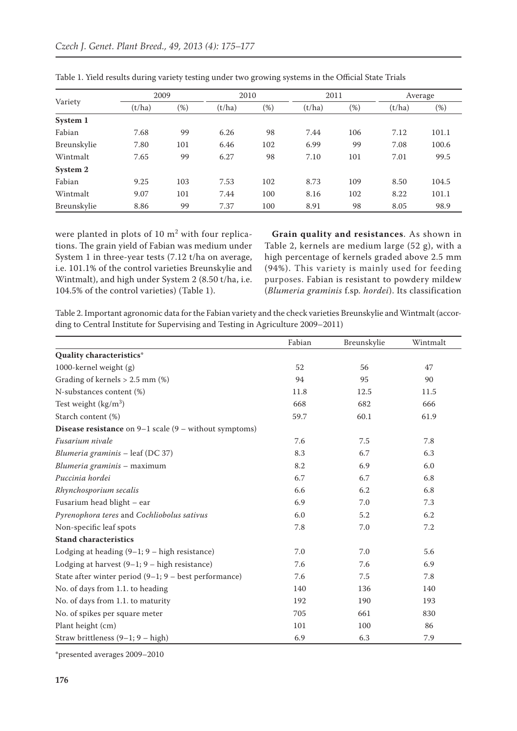Table 1. Yield results during variety testing under two growing systems in the Official State Trials

| Variety | 2009 | | 2010 | | 2011 | | Average | |
|---|---|---|---|---|---|---|---|---|
| | (t/ha) | (%) | (t/ha) | (%) | (t/ha) | (%) | (t/ha) | (%) |
| **System 1** | | | | | | | | |
| Fabian | 7.68 | 99 | 6.26 | 98 | 7.44 | 106 | 7.12 | 101.1 |
| Breunskylie | 7.80 | 101 | 6.46 | 102 | 6.99 | 99 | 7.08 | 100.6 |
| Wintmalt | 7.65 | 99 | 6.27 | 98 | 7.10 | 101 | 7.01 | 99.5 |
| **System 2** | | | | | | | | |
| Fabian | 9.25 | 103 | 7.53 | 102 | 8.73 | 109 | 8.50 | 104.5 |
| Wintmalt | 9.07 | 101 | 7.44 | 100 | 8.16 | 102 | 8.22 | 101.1 |
| Breunskylie | 8.86 | 99 | 7.37 | 100 | 8.91 | 98 | 8.05 | 98.9 |

were planted in plots of 10 $m^2$ with four replications. The grain yield of Fabian was medium under System 1 in three-year tests (7.12 t/ha on average, i.e. 101.1% of the control varieties Breunskylie and Wintmalt), and high under System 2 (8.50 t/ha, i.e. 104.5% of the control varieties) (Table 1).

**Grain quality and resistances**. As shown in Table 2, kernels are medium large (52 g), with a high percentage of kernels graded above 2.5 mm (94%). This variety is mainly used for feeding purposes. Fabian is resistant to powdery mildew (*Blumeria graminis* f.sp. *hordei*). Its classification

Table 2. Important agronomic data for the Fabian variety and the check varieties Breunskylie and Wintmalt (according to Central Institute for Supervising and Testing in Agriculture 2009–2011)

| | Fabian | Breunskylie | Wintmalt |
|---|---|---|---|
| **Quality characteristics*** | | | |
| 1000-kernel weight (g) | 52 | 56 | 47 |
| Grading of kernels > 2.5 mm (%) | 94 | 95 | 90 |
| N-substances content (%) | 11.8 | 12.5 | 11.5 |
| Test weight (kg/$m^3$) | 668 | 682 | 666 |
| Starch content (%) | 59.7 | 60.1 | 61.9 |
| **Disease resistance** on 9–1 scale (9 – without symptoms) | | | |
| *Fusarium nivale* | 7.6 | 7.5 | 7.8 |
| *Blumeria graminis* – leaf (DC 37) | 8.3 | 6.7 | 6.3 |
| *Blumeria graminis* – maximum | 8.2 | 6.9 | 6.0 |
| *Puccinia hordei* | 6.7 | 6.7 | 6.8 |
| *Rhynchosporium secalis* | 6.6 | 6.2 | 6.8 |
| Fusarium head blight – ear | 6.9 | 7.0 | 7.3 |
| *Pyrenophora teres* and *Cochliobolus sativus* | 6.0 | 5.2 | 6.2 |
| Non-specific leaf spots | 7.8 | 7.0 | 7.2 |
| **Stand characteristics** | | | |
| Lodging at heading (9–1; 9 – high resistance) | 7.0 | 7.0 | 5.6 |
| Lodging at harvest (9–1; 9 – high resistance) | 7.6 | 7.6 | 6.9 |
| State after winter period (9–1; 9 – best performance) | 7.6 | 7.5 | 7.8 |
| No. of days from 1.1. to heading | 140 | 136 | 140 |
| No. of days from 1.1. to maturity | 192 | 190 | 193 |
| No. of spikes per square meter | 705 | 661 | 830 |
| Plant height (cm) | 101 | 100 | 86 |
| Straw brittleness (9–1; 9 – high) | 6.9 | 6.3 | 7.9 |

*presented averages 2009–2010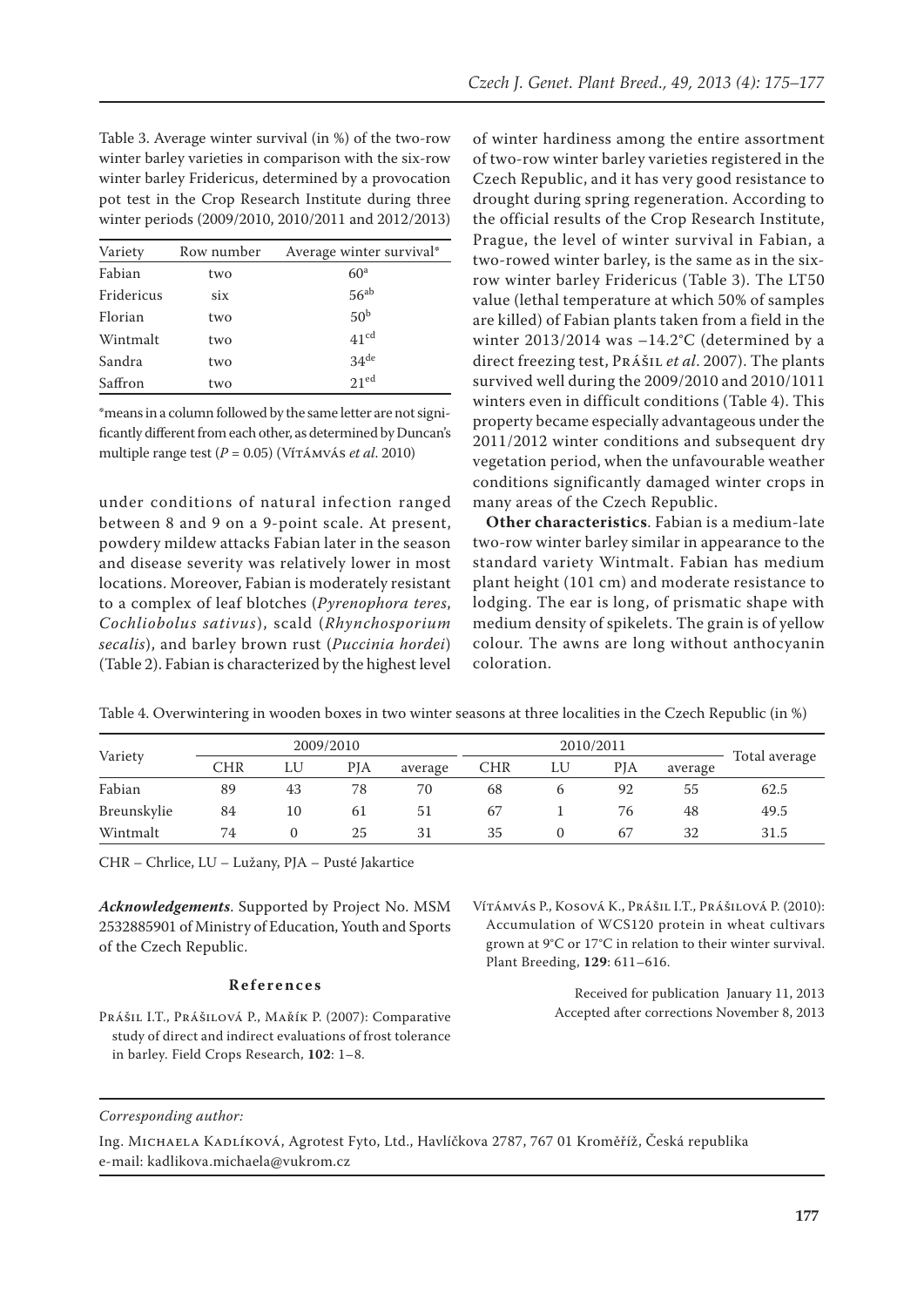Table 3. Average winter survival (in %) of the two-row winter barley varieties in comparison with the six-row winter barley Fridericus, determined by a provocation pot test in the Crop Research Institute during three winter periods (2009/2010, 2010/2011 and 2012/2013)

| Variety | Row number | Average winter survival* |
|---|---|---|
| Fabian | two | $60^{a}$ |
| Fridericus | six | $56^{ab}$ |
| Florian | two | $50^{b}$ |
| Wintmalt | two | $41^{cd}$ |
| Sandra | two | $34^{de}$ |
| Saffron | two | $21^{ed}$ |

*means in a column followed by the same letter are not significantly different from each other, as determined by Duncan's multiple range test ($P = 0.05$) (Vítámvás *et al.* 2010)

under conditions of natural infection ranged between 8 and 9 on a 9-point scale. At present, powdery mildew attacks Fabian later in the season and disease severity was relatively lower in most locations. Moreover, Fabian is moderately resistant to a complex of leaf blotches (*Pyrenophora teres*, *Cochliobolus sativus*), scald (*Rhynchosporium secalis*), and barley brown rust (*Puccinia hordei*) (Table 2). Fabian is characterized by the highest level of winter hardiness among the entire assortment of two-row winter barley varieties registered in the Czech Republic, and it has very good resistance to drought during spring regeneration. According to the official results of the Crop Research Institute, Prague, the level of winter survival in Fabian, a two-rowed winter barley, is the same as in the six-row winter barley Fridericus (Table 3). The LT50 value (lethal temperature at which 50% of samples are killed) of Fabian plants taken from a field in the winter 2013/2014 was –14.2°C (determined by a direct freezing test, Prášil *et al*. 2007). The plants survived well during the 2009/2010 and 2010/1011 winters even in difficult conditions (Table 4). This property became especially advantageous under the 2011/2012 winter conditions and subsequent dry vegetation period, when the unfavourable weather conditions significantly damaged winter crops in many areas of the Czech Republic.

**Other characteristics**. Fabian is a medium-late two-row winter barley similar in appearance to the standard variety Wintmalt. Fabian has medium plant height (101 cm) and moderate resistance to lodging. The ear is long, of prismatic shape with medium density of spikelets. The grain is of yellow colour. The awns are long without anthocyanin coloration.

Table 4. Overwintering in wooden boxes in two winter seasons at three localities in the Czech Republic (in %)

| Variety | 2009/2010 | | | | 2010/2011 | | | | Total average |
|---|---|---|---|---|---|---|---|---|---|
| | CHR | LU | PJA | average | CHR | LU | PJA | average | |
| Fabian | 89 | 43 | 78 | 70 | 68 | 6 | 92 | 55 | 62.5 |
| Breunskylie | 84 | 10 | 61 | 51 | 67 | 1 | 76 | 48 | 49.5 |
| Wintmalt | 74 | 0 | 25 | 31 | 35 | 0 | 67 | 32 | 31.5 |

CHR – Chrlice, LU – Lužany, PJA – Pusté Jakartice

***Acknowledgements***. Supported by Project No. MSM 2532885901 of Ministry of Education, Youth and Sports of the Czech Republic.

## References

Prášil I.T., Prášilová P., Mařík P. (2007): Comparative study of direct and indirect evaluations of frost tolerance in barley. Field Crops Research, **102**: 1–8.

Vítámvás P., Kosová K., Prášil I.T., Prášilová P. (2010): Accumulation of WCS120 protein in wheat cultivars grown at 9°C or 17°C in relation to their winter survival. Plant Breeding, **129**: 611–616.

Received for publication January 11, 2013
Accepted after corrections November 8, 2013

*Corresponding author:*

Ing. Michaela Kadlíková, Agrotest Fyto, Ltd., Havlíčkova 2787, 767 01 Kroměříž, Česká republika
e-mail: kadlikova.michaela@vukrom.cz